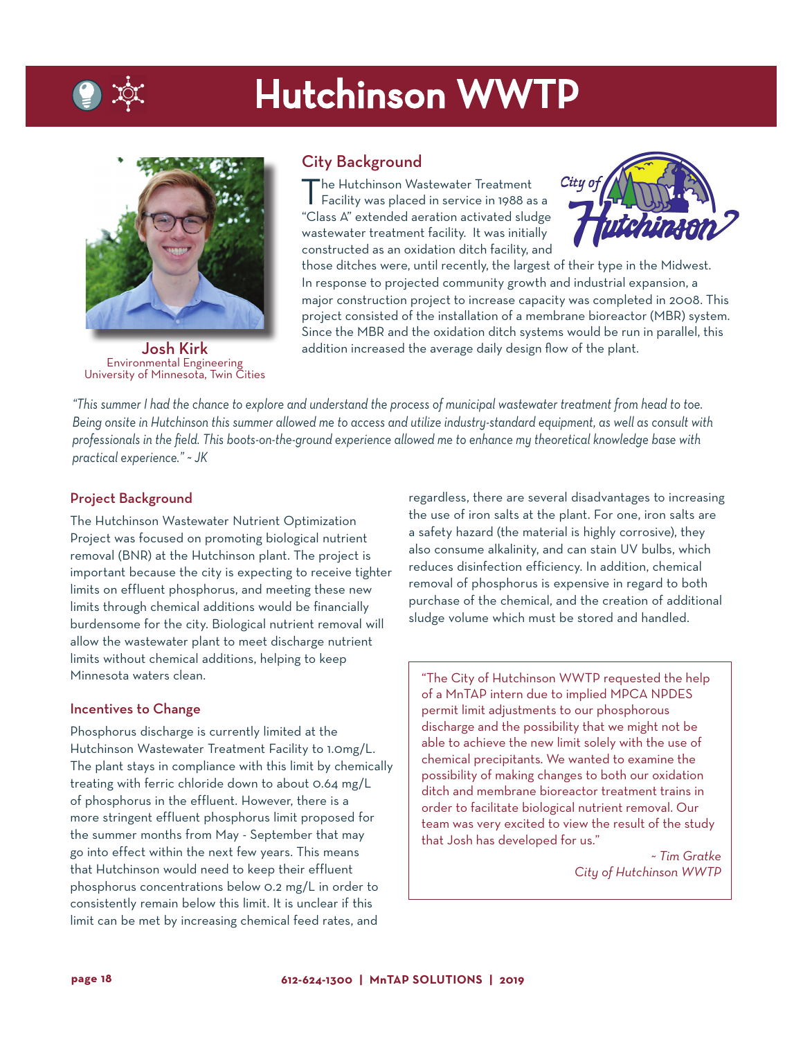# Hutchinson WWTP

**Josh Kirk**
Environmental Engineering
University of Minnesota, Twin Cities

## City Background

The Hutchinson Wastewater Treatment Facility was placed in service in 1988 as a "Class A" extended aeration activated sludge wastewater treatment facility. It was initially constructed as an oxidation ditch facility, and those ditches were, until recently, the largest of their type in the Midwest. In response to projected community growth and industrial expansion, a major construction project to increase capacity was completed in 2008. This project consisted of the installation of a membrane bioreactor (MBR) system. Since the MBR and the oxidation ditch systems would be run in parallel, this addition increased the average daily design flow of the plant.

*"This summer I had the chance to explore and understand the process of municipal wastewater treatment from head to toe. Being onsite in Hutchinson this summer allowed me to access and utilize industry-standard equipment, as well as consult with professionals in the field. This boots-on-the-ground experience allowed me to enhance my theoretical knowledge base with practical experience." ~ JK*

## Project Background

The Hutchinson Wastewater Nutrient Optimization Project was focused on promoting biological nutrient removal (BNR) at the Hutchinson plant. The project is important because the city is expecting to receive tighter limits on effluent phosphorus, and meeting these new limits through chemical additions would be financially burdensome for the city. Biological nutrient removal will allow the wastewater plant to meet discharge nutrient limits without chemical additions, helping to keep Minnesota waters clean.

## Incentives to Change

Phosphorus discharge is currently limited at the Hutchinson Wastewater Treatment Facility to 1.0mg/L. The plant stays in compliance with this limit by chemically treating with ferric chloride down to about 0.64 mg/L of phosphorus in the effluent. However, there is a more stringent effluent phosphorus limit proposed for the summer months from May - September that may go into effect within the next few years. This means that Hutchinson would need to keep their effluent phosphorus concentrations below 0.2 mg/L in order to consistently remain below this limit. It is unclear if this limit can be met by increasing chemical feed rates, and regardless, there are several disadvantages to increasing the use of iron salts at the plant. For one, iron salts are a safety hazard (the material is highly corrosive), they also consume alkalinity, and can stain UV bulbs, which reduces disinfection efficiency. In addition, chemical removal of phosphorus is expensive in regard to both purchase of the chemical, and the creation of additional sludge volume which must be stored and handled.

> "The City of Hutchinson WWTP requested the help of a MnTAP intern due to implied MPCA NPDES permit limit adjustments to our phosphorous discharge and the possibility that we might not be able to achieve the new limit solely with the use of chemical precipitants. We wanted to examine the possibility of making changes to both our oxidation ditch and membrane bioreactor treatment trains in order to facilitate biological nutrient removal. Our team was very excited to view the result of the study that Josh has developed for us."
>
> *~ Tim Gratke*
> *City of Hutchinson WWTP*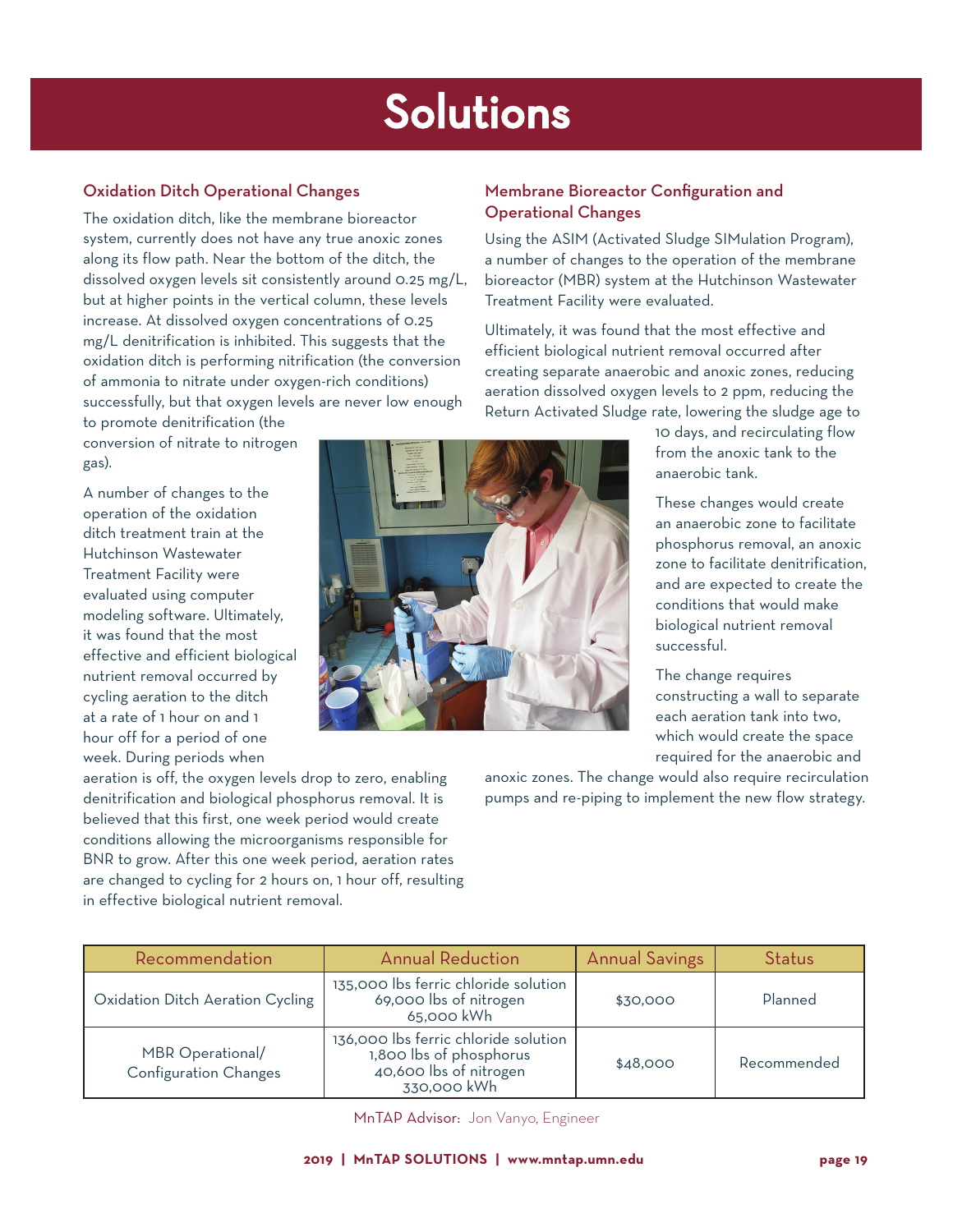# Solutions

## Oxidation Ditch Operational Changes

The oxidation ditch, like the membrane bioreactor system, currently does not have any true anoxic zones along its flow path. Near the bottom of the ditch, the dissolved oxygen levels sit consistently around 0.25 mg/L, but at higher points in the vertical column, these levels increase. At dissolved oxygen concentrations of 0.25 mg/L denitrification is inhibited. This suggests that the oxidation ditch is performing nitrification (the conversion of ammonia to nitrate under oxygen-rich conditions) successfully, but that oxygen levels are never low enough to promote denitrification (the conversion of nitrate to nitrogen gas).

A number of changes to the operation of the oxidation ditch treatment train at the Hutchinson Wastewater Treatment Facility were evaluated using computer modeling software. Ultimately, it was found that the most effective and efficient biological nutrient removal occurred by cycling aeration to the ditch at a rate of 1 hour on and 1 hour off for a period of one week. During periods when aeration is off, the oxygen levels drop to zero, enabling denitrification and biological phosphorus removal. It is believed that this first, one week period would create conditions allowing the microorganisms responsible for BNR to grow. After this one week period, aeration rates are changed to cycling for 2 hours on, 1 hour off, resulting in effective biological nutrient removal.

## Membrane Bioreactor Configuration and Operational Changes

Using the ASIM (Activated Sludge SIMulation Program), a number of changes to the operation of the membrane bioreactor (MBR) system at the Hutchinson Wastewater Treatment Facility were evaluated.

Ultimately, it was found that the most effective and efficient biological nutrient removal occurred after creating separate anaerobic and anoxic zones, reducing aeration dissolved oxygen levels to 2 ppm, reducing the Return Activated Sludge rate, lowering the sludge age to 10 days, and recirculating flow from the anoxic tank to the anaerobic tank.

These changes would create an anaerobic zone to facilitate phosphorus removal, an anoxic zone to facilitate denitrification, and are expected to create the conditions that would make biological nutrient removal successful.

The change requires constructing a wall to separate each aeration tank into two, which would create the space required for the anaerobic and anoxic zones. The change would also require recirculation pumps and re-piping to implement the new flow strategy.

| Recommendation | Annual Reduction | Annual Savings | Status |
|---|---|---|---|
| Oxidation Ditch Aeration Cycling | 135,000 lbs ferric chloride solution<br>69,000 lbs of nitrogen<br>65,000 kWh | $30,000 | Planned |
| MBR Operational/ Configuration Changes | 136,000 lbs ferric chloride solution<br>1,800 lbs of phosphorus<br>40,600 lbs of nitrogen<br>330,000 kWh | $48,000 | Recommended |

MnTAP Advisor: Jon Vanyo, Engineer